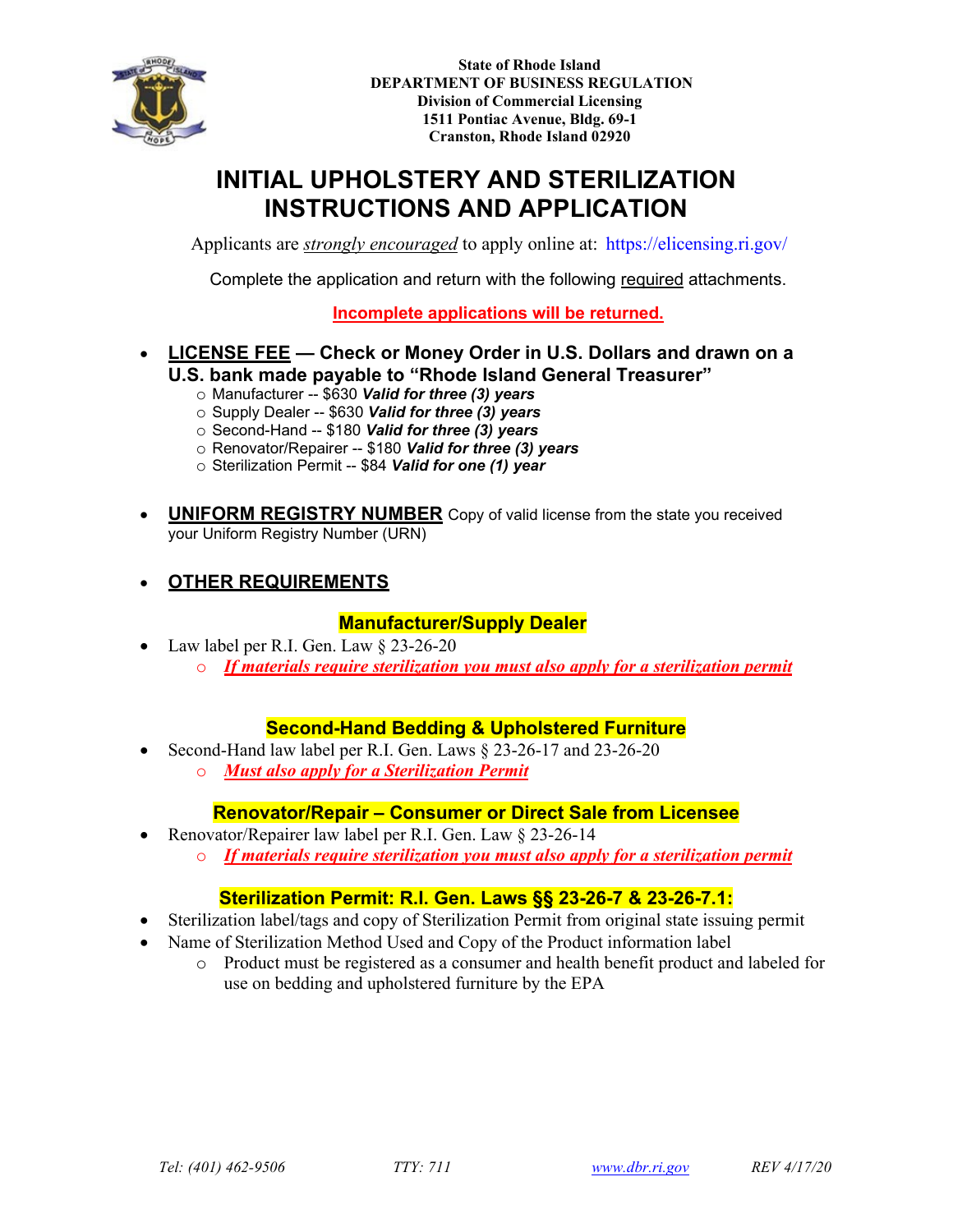State of Rhode Island
**DEPARTMENT OF BUSINESS REGULATION**
**Division of Commercial Licensing**
**1511 Pontiac Avenue, Bldg. 69-1**
**Cranston, Rhode Island 02920**

# INITIAL UPHOLSTERY AND STERILIZATION INSTRUCTIONS AND APPLICATION

Applicants are *strongly encouraged* to apply online at: https://elicensing.ri.gov/

Complete the application and return with the following required attachments.

**Incomplete applications will be returned.**

- **LICENSE FEE — Check or Money Order in U.S. Dollars and drawn on a U.S. bank made payable to "Rhode Island General Treasurer"**
  - Manufacturer -- $630 ***Valid for three (3) years***
  - Supply Dealer -- $630 ***Valid for three (3) years***
  - Second-Hand -- $180 ***Valid for three (3) years***
  - Renovator/Repairer -- $180 ***Valid for three (3) years***
  - Sterilization Permit -- $84 ***Valid for one (1) year***

- **UNIFORM REGISTRY NUMBER** Copy of valid license from the state you received your Uniform Registry Number (URN)

- **OTHER REQUIREMENTS**

### Manufacturer/Supply Dealer

- Law label per R.I. Gen. Law § 23-26-20
  - ***If materials require sterilization you must also apply for a sterilization permit***

### Second-Hand Bedding & Upholstered Furniture

- Second-Hand law label per R.I. Gen. Laws § 23-26-17 and 23-26-20
  - ***Must also apply for a Sterilization Permit***

### Renovator/Repair – Consumer or Direct Sale from Licensee

- Renovator/Repairer law label per R.I. Gen. Law § 23-26-14
  - ***If materials require sterilization you must also apply for a sterilization permit***

### Sterilization Permit: R.I. Gen. Laws §§ 23-26-7 & 23-26-7.1:

- Sterilization label/tags and copy of Sterilization Permit from original state issuing permit
- Name of Sterilization Method Used and Copy of the Product information label
  - Product must be registered as a consumer and health benefit product and labeled for use on bedding and upholstered furniture by the EPA

*Tel: (401) 462-9506* *TTY: 711* *www.dbr.ri.gov* *REV 4/17/20*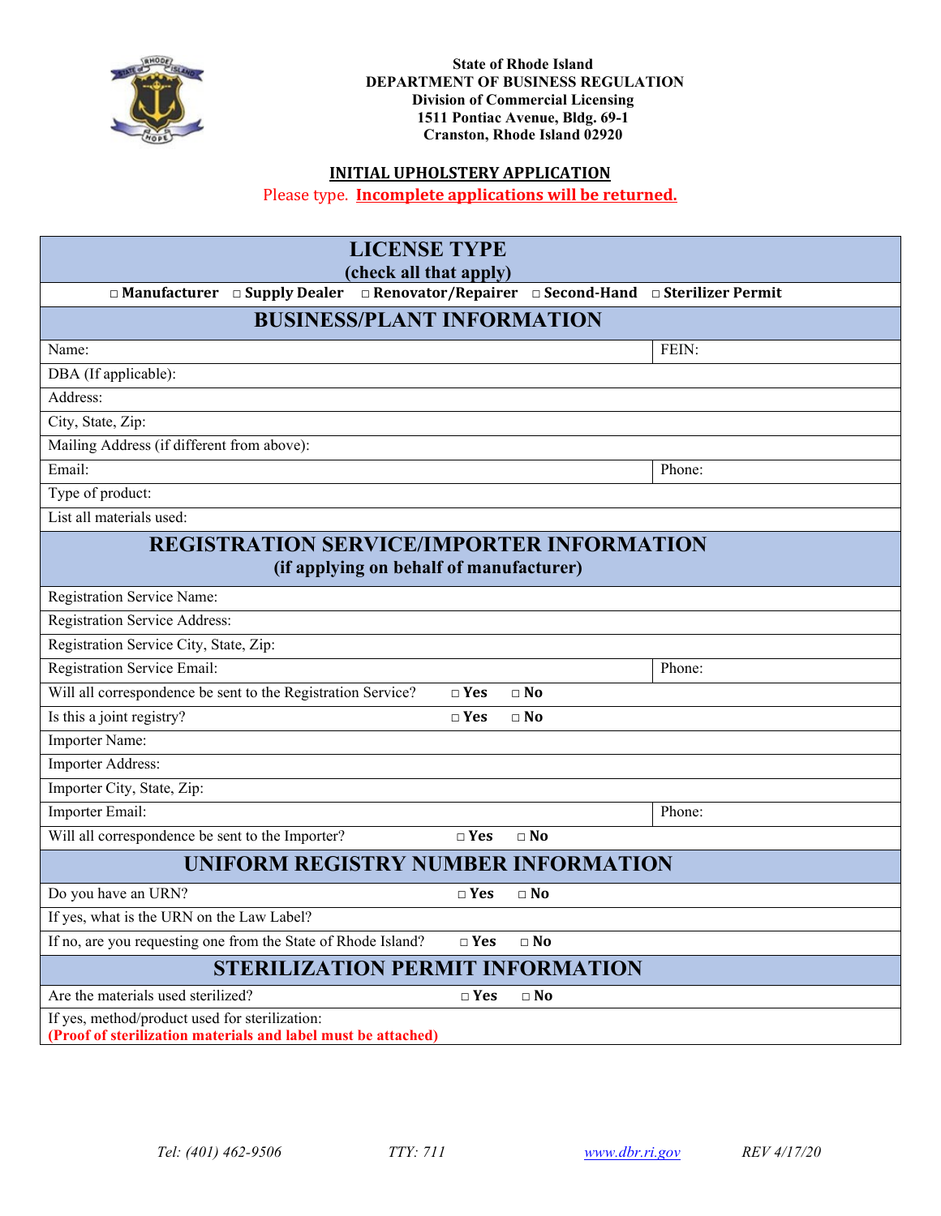State of Rhode Island
DEPARTMENT OF BUSINESS REGULATION
Division of Commercial Licensing
1511 Pontiac Avenue, Bldg. 69-1
Cranston, Rhode Island 02920

## INITIAL UPHOLSTERY APPLICATION

Please type. **Incomplete applications will be returned.**

| **LICENSE TYPE (check all that apply)** | | | |
|---|---|---|---|
| □ **Manufacturer** □ **Supply Dealer** □ **Renovator/Repairer** □ **Second-Hand** □ **Sterilizer Permit** | | | |
| **BUSINESS/PLANT INFORMATION** | | | |
| Name: | | | FEIN: |
| DBA (If applicable): | | | |
| Address: | | | |
| City, State, Zip: | | | |
| Mailing Address (if different from above): | | | |
| Email: | | | Phone: |
| Type of product: | | | |
| List all materials used: | | | |
| **REGISTRATION SERVICE/IMPORTER INFORMATION (if applying on behalf of manufacturer)** | | | |
| Registration Service Name: | | | |
| Registration Service Address: | | | |
| Registration Service City, State, Zip: | | | |
| Registration Service Email: | | | Phone: |
| Will all correspondence be sent to the Registration Service? | □ **Yes** | □ **No** | |
| Is this a joint registry? | □ **Yes** | □ **No** | |
| Importer Name: | | | |
| Importer Address: | | | |
| Importer City, State, Zip: | | | |
| Importer Email: | | | Phone: |
| Will all correspondence be sent to the Importer? | □ **Yes** | □ **No** | |
| **UNIFORM REGISTRY NUMBER INFORMATION** | | | |
| Do you have an URN? | □ **Yes** | □ **No** | |
| If yes, what is the URN on the Law Label? | | | |
| If no, are you requesting one from the State of Rhode Island? | □ **Yes** | □ **No** | |
| **STERILIZATION PERMIT INFORMATION** | | | |
| Are the materials used sterilized? | □ **Yes** | □ **No** | |
| If yes, method/product used for sterilization: **(Proof of sterilization materials and label must be attached)** | | | |

*Tel: (401) 462-9506* *TTY: 711* *www.dbr.ri.gov* *REV 4/17/20*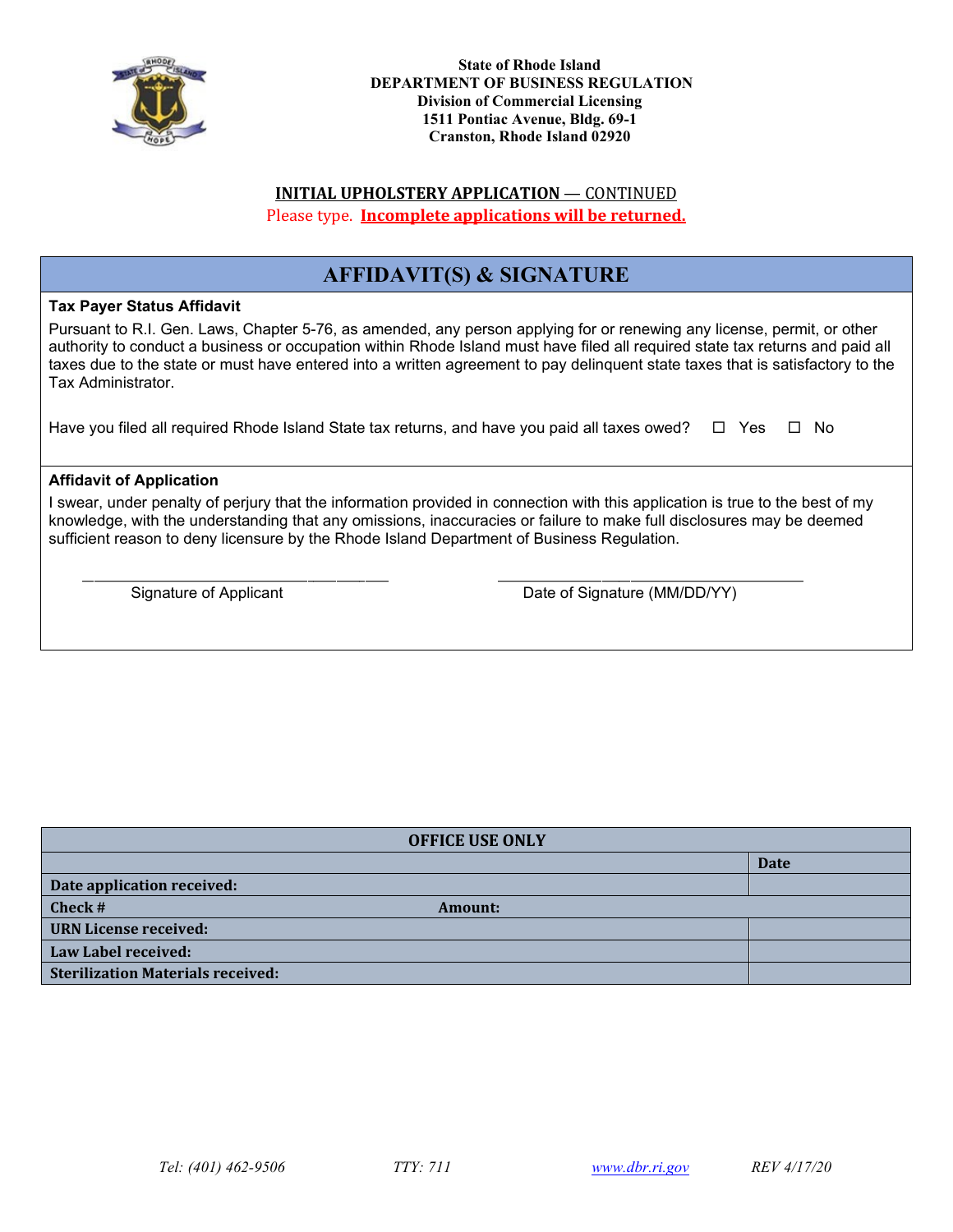State of Rhode Island
DEPARTMENT OF BUSINESS REGULATION
Division of Commercial Licensing
1511 Pontiac Avenue, Bldg. 69-1
Cranston, Rhode Island 02920

**INITIAL UPHOLSTERY APPLICATION** — CONTINUED

Please type. **Incomplete applications will be returned.**

## AFFIDAVIT(S) & SIGNATURE

**Tax Payer Status Affidavit**

Pursuant to R.I. Gen. Laws, Chapter 5-76, as amended, any person applying for or renewing any license, permit, or other authority to conduct a business or occupation within Rhode Island must have filed all required state tax returns and paid all taxes due to the state or must have entered into a written agreement to pay delinquent state taxes that is satisfactory to the Tax Administrator.

Have you filed all required Rhode Island State tax returns, and have you paid all taxes owed? ☐ Yes ☐ No

**Affidavit of Application**

I swear, under penalty of perjury that the information provided in connection with this application is true to the best of my knowledge, with the understanding that any omissions, inaccuracies or failure to make full disclosures may be deemed sufficient reason to deny licensure by the Rhode Island Department of Business Regulation.

\_\_\_\_\_\_\_\_\_\_\_\_\_\_\_\_\_\_\_\_\_\_\_\_\_\_\_\_\_\_ Signature of Applicant

\_\_\_\_\_\_\_\_\_\_\_\_\_\_\_\_\_\_\_\_\_\_\_\_\_\_\_\_\_\_ Date of Signature (MM/DD/YY)

| OFFICE USE ONLY | | |
|---|---|---|
| | | Date |
| Date application received: | | |
| Check # | Amount: | |
| URN License received: | | |
| Law Label received: | | |
| Sterilization Materials received: | | |

Tel: (401) 462-9506 TTY: 711 www.dbr.ri.gov REV 4/17/20